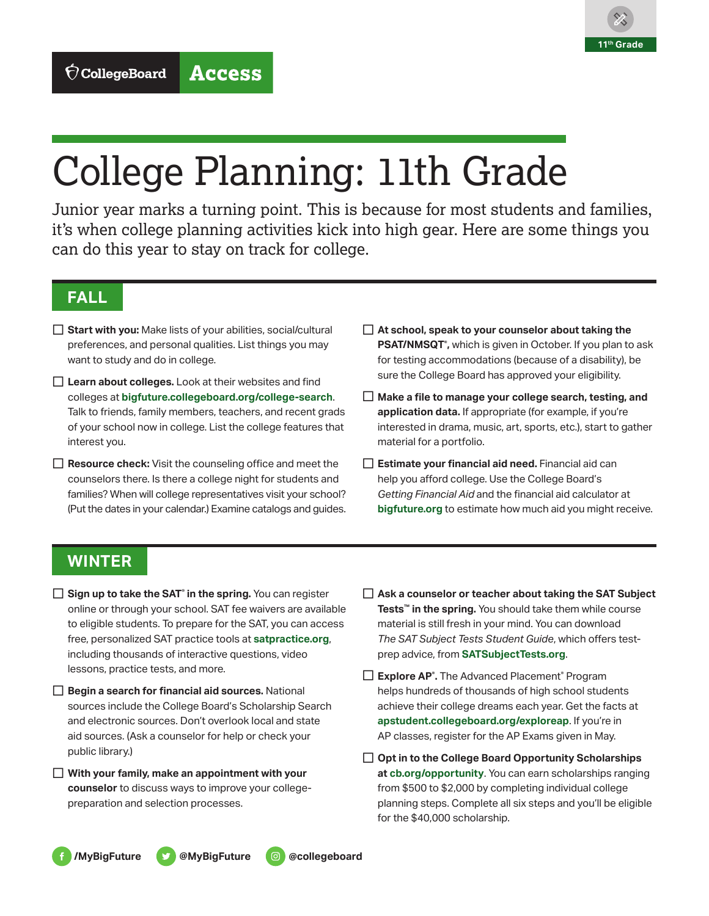CollegeBoard **Access**

11th Grade

# College Planning: 11th Grade

Junior year marks a turning point. This is because for most students and families, it's when college planning activities kick into high gear. Here are some things you can do this year to stay on track for college.

## FALL

- ☐ **Start with you:** Make lists of your abilities, social/cultural preferences, and personal qualities. List things you may want to study and do in college.
- ☐ **Learn about colleges.** Look at their websites and find colleges at **bigfuture.collegeboard.org/college-search**. Talk to friends, family members, teachers, and recent grads of your school now in college. List the college features that interest you.
- ☐ **Resource check:** Visit the counseling office and meet the counselors there. Is there a college night for students and families? When will college representatives visit your school? (Put the dates in your calendar.) Examine catalogs and guides.
- ☐ **At school, speak to your counselor about taking the PSAT/NMSQT®,** which is given in October. If you plan to ask for testing accommodations (because of a disability), be sure the College Board has approved your eligibility.
- ☐ **Make a file to manage your college search, testing, and application data.** If appropriate (for example, if you're interested in drama, music, art, sports, etc.), start to gather material for a portfolio.
- ☐ **Estimate your financial aid need.** Financial aid can help you afford college. Use the College Board's *Getting Financial Aid* and the financial aid calculator at **bigfuture.org** to estimate how much aid you might receive.

## WINTER

- ☐ **Sign up to take the SAT® in the spring.** You can register online or through your school. SAT fee waivers are available to eligible students. To prepare for the SAT, you can access free, personalized SAT practice tools at **satpractice.org**, including thousands of interactive questions, video lessons, practice tests, and more.
- ☐ **Begin a search for financial aid sources.** National sources include the College Board's Scholarship Search and electronic sources. Don't overlook local and state aid sources. (Ask a counselor for help or check your public library.)
- ☐ **With your family, make an appointment with your counselor** to discuss ways to improve your college-preparation and selection processes.
- ☐ **Ask a counselor or teacher about taking the SAT Subject Tests™ in the spring.** You should take them while course material is still fresh in your mind. You can download *The SAT Subject Tests Student Guide*, which offers test-prep advice, from **SATSubjectTests.org**.
- ☐ **Explore AP®.** The Advanced Placement® Program helps hundreds of thousands of high school students achieve their college dreams each year. Get the facts at **apstudent.collegeboard.org/exploreap**. If you're in AP classes, register for the AP Exams given in May.
- ☐ **Opt in to the College Board Opportunity Scholarships at cb.org/opportunity**. You can earn scholarships ranging from $500 to $2,000 by completing individual college planning steps. Complete all six steps and you'll be eligible for the $40,000 scholarship.

**/MyBigFuture** **@MyBigFuture** **@collegeboard**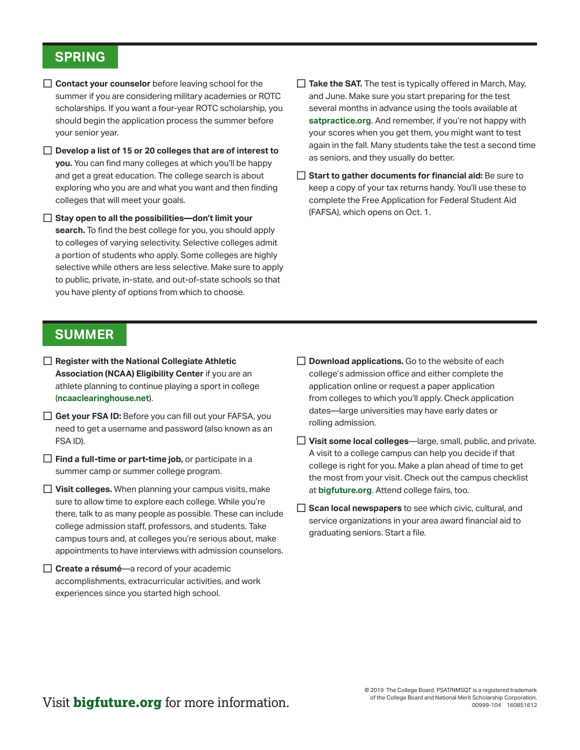## SPRING

- ☐ **Contact your counselor** before leaving school for the summer if you are considering military academies or ROTC scholarships. If you want a four-year ROTC scholarship, you should begin the application process the summer before your senior year.
- ☐ **Develop a list of 15 or 20 colleges that are of interest to you.** You can find many colleges at which you'll be happy and get a great education. The college search is about exploring who you are and what you want and then finding colleges that will meet your goals.
- ☐ **Stay open to all the possibilities—don't limit your search.** To find the best college for you, you should apply to colleges of varying selectivity. Selective colleges admit a portion of students who apply. Some colleges are highly selective while others are less selective. Make sure to apply to public, private, in-state, and out-of-state schools so that you have plenty of options from which to choose.
- ☐ **Take the SAT.** The test is typically offered in March, May, and June. Make sure you start preparing for the test several months in advance using the tools available at **satpractice.org**. And remember, if you're not happy with your scores when you get them, you might want to test again in the fall. Many students take the test a second time as seniors, and they usually do better.
- ☐ **Start to gather documents for financial aid:** Be sure to keep a copy of your tax returns handy. You'll use these to complete the Free Application for Federal Student Aid (FAFSA), which opens on Oct. 1.

## SUMMER

- ☐ **Register with the National Collegiate Athletic Association (NCAA) Eligibility Center** if you are an athlete planning to continue playing a sport in college (**ncaaclearinghouse.net**).
- ☐ **Get your FSA ID:** Before you can fill out your FAFSA, you need to get a username and password (also known as an FSA ID).
- ☐ **Find a full-time or part-time job,** or participate in a summer camp or summer college program.
- ☐ **Visit colleges.** When planning your campus visits, make sure to allow time to explore each college. While you're there, talk to as many people as possible. These can include college admission staff, professors, and students. Take campus tours and, at colleges you're serious about, make appointments to have interviews with admission counselors.
- ☐ **Create a résumé**—a record of your academic accomplishments, extracurricular activities, and work experiences since you started high school.
- ☐ **Download applications.** Go to the website of each college's admission office and either complete the application online or request a paper application from colleges to which you'll apply. Check application dates—large universities may have early dates or rolling admission.
- ☐ **Visit some local colleges**—large, small, public, and private. A visit to a college campus can help you decide if that college is right for you. Make a plan ahead of time to get the most from your visit. Check out the campus checklist at **bigfuture.org**. Attend college fairs, too.
- ☐ **Scan local newspapers** to see which civic, cultural, and service organizations in your area award financial aid to graduating seniors. Start a file.

Visit **bigfuture.org** for more information.

© 2019 The College Board. PSAT/NMSQT is a registered trademark of the College Board and National Merit Scholarship Corporation.
00999-104 160851612